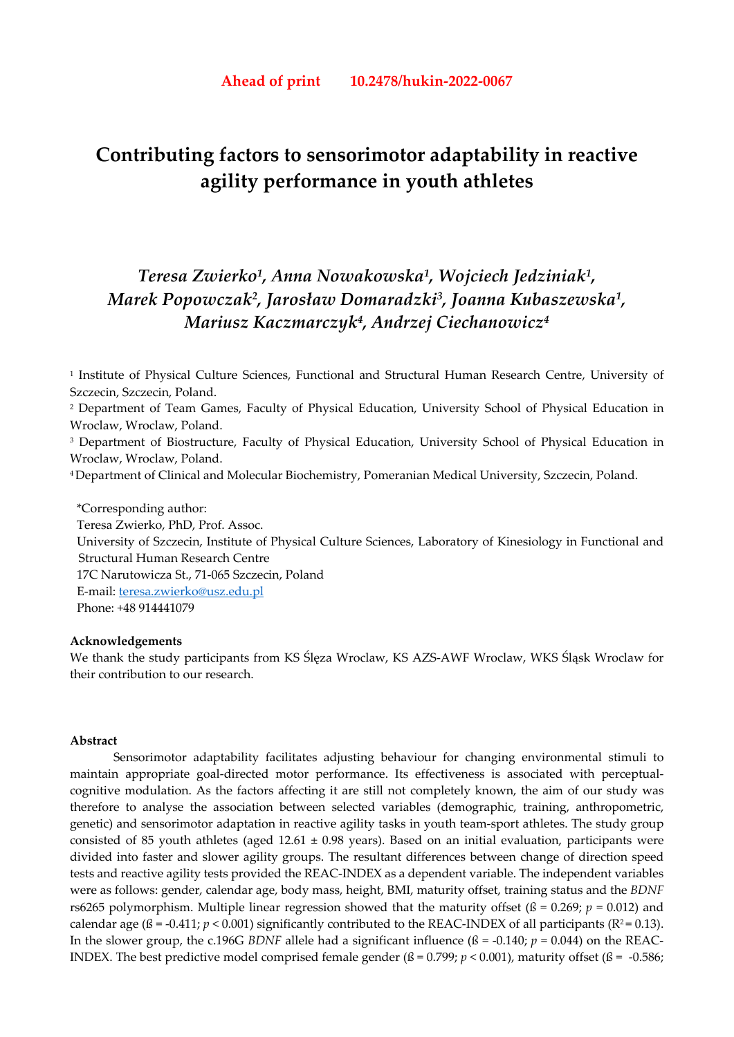**Ahead of print 10.2478/hukin-2022-0067**

# Contributing factors to sensorimotor adaptability in reactive agility performance in youth athletes

*Teresa Zwierko[1], Anna Nowakowska[1], Wojciech Jedziniak[1], Marek Popowczak[2], Jarosław Domaradzki[3], Joanna Kubaszewska[1], Mariusz Kaczmarczyk[4], Andrzej Ciechanowicz[4]*

[1] Institute of Physical Culture Sciences, Functional and Structural Human Research Centre, University of Szczecin, Szczecin, Poland.

[2] Department of Team Games, Faculty of Physical Education, University School of Physical Education in Wroclaw, Wroclaw, Poland.

[3] Department of Biostructure, Faculty of Physical Education, University School of Physical Education in Wroclaw, Wroclaw, Poland.

[4] Department of Clinical and Molecular Biochemistry, Pomeranian Medical University, Szczecin, Poland.

*Corresponding author:
Teresa Zwierko, PhD, Prof. Assoc.
University of Szczecin, Institute of Physical Culture Sciences, Laboratory of Kinesiology in Functional and Structural Human Research Centre
17C Narutowicza St., 71-065 Szczecin, Poland
E-mail: teresa.zwierko@usz.edu.pl
Phone: +48 914441079

**Acknowledgements**

We thank the study participants from KS Ślęza Wroclaw, KS AZS-AWF Wroclaw, WKS Śląsk Wroclaw for their contribution to our research.

**Abstract**

Sensorimotor adaptability facilitates adjusting behaviour for changing environmental stimuli to maintain appropriate goal-directed motor performance. Its effectiveness is associated with perceptual-cognitive modulation. As the factors affecting it are still not completely known, the aim of our study was therefore to analyse the association between selected variables (demographic, training, anthropometric, genetic) and sensorimotor adaptation in reactive agility tasks in youth team-sport athletes. The study group consisted of 85 youth athletes (aged 12.61 ± 0.98 years). Based on an initial evaluation, participants were divided into faster and slower agility groups. The resultant differences between change of direction speed tests and reactive agility tests provided the REAC-INDEX as a dependent variable. The independent variables were as follows: gender, calendar age, body mass, height, BMI, maturity offset, training status and the *BDNF* rs6265 polymorphism. Multiple linear regression showed that the maturity offset (ß = 0.269; $p = 0.012$) and calendar age (ß = -0.411; $p < 0.001$) significantly contributed to the REAC-INDEX of all participants ($R^2 = 0.13$). In the slower group, the c.196G *BDNF* allele had a significant influence (ß = -0.140; $p = 0.044$) on the REAC-INDEX. The best predictive model comprised female gender (ß = 0.799; $p < 0.001$), maturity offset (ß = -0.586;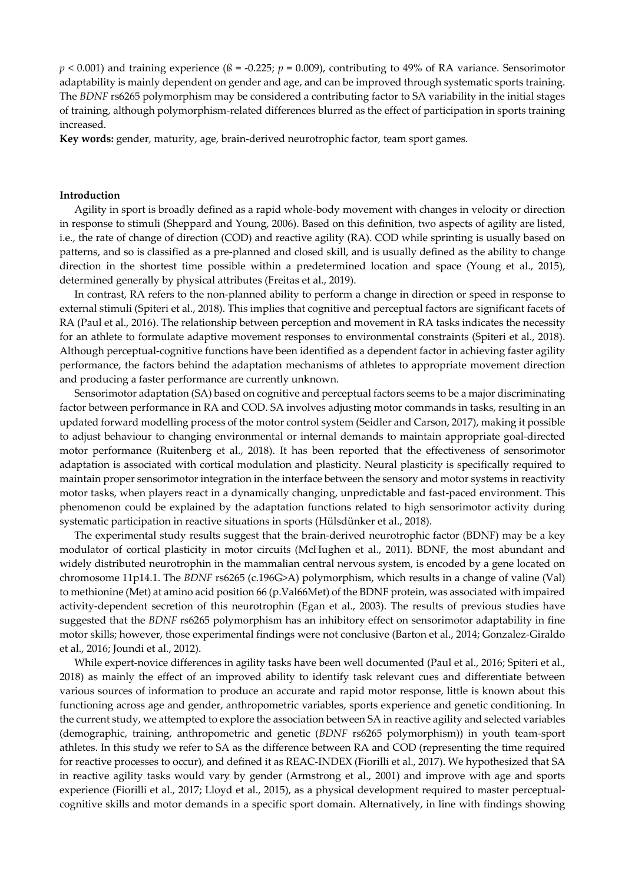$p < 0.001$) and training experience (ß = -0.225; $p = 0.009$), contributing to 49% of RA variance. Sensorimotor adaptability is mainly dependent on gender and age, and can be improved through systematic sports training. The *BDNF* rs6265 polymorphism may be considered a contributing factor to SA variability in the initial stages of training, although polymorphism-related differences blurred as the effect of participation in sports training increased.

**Key words:** gender, maturity, age, brain-derived neurotrophic factor, team sport games.

## Introduction

Agility in sport is broadly defined as a rapid whole-body movement with changes in velocity or direction in response to stimuli (Sheppard and Young, 2006). Based on this definition, two aspects of agility are listed, i.e., the rate of change of direction (COD) and reactive agility (RA). COD while sprinting is usually based on patterns, and so is classified as a pre-planned and closed skill, and is usually defined as the ability to change direction in the shortest time possible within a predetermined location and space (Young et al., 2015), determined generally by physical attributes (Freitas et al., 2019).

In contrast, RA refers to the non-planned ability to perform a change in direction or speed in response to external stimuli (Spiteri et al., 2018). This implies that cognitive and perceptual factors are significant facets of RA (Paul et al., 2016). The relationship between perception and movement in RA tasks indicates the necessity for an athlete to formulate adaptive movement responses to environmental constraints (Spiteri et al., 2018). Although perceptual-cognitive functions have been identified as a dependent factor in achieving faster agility performance, the factors behind the adaptation mechanisms of athletes to appropriate movement direction and producing a faster performance are currently unknown.

Sensorimotor adaptation (SA) based on cognitive and perceptual factors seems to be a major discriminating factor between performance in RA and COD. SA involves adjusting motor commands in tasks, resulting in an updated forward modelling process of the motor control system (Seidler and Carson, 2017), making it possible to adjust behaviour to changing environmental or internal demands to maintain appropriate goal-directed motor performance (Ruitenberg et al., 2018). It has been reported that the effectiveness of sensorimotor adaptation is associated with cortical modulation and plasticity. Neural plasticity is specifically required to maintain proper sensorimotor integration in the interface between the sensory and motor systems in reactivity motor tasks, when players react in a dynamically changing, unpredictable and fast-paced environment. This phenomenon could be explained by the adaptation functions related to high sensorimotor activity during systematic participation in reactive situations in sports (Hülsdünker et al., 2018).

The experimental study results suggest that the brain-derived neurotrophic factor (BDNF) may be a key modulator of cortical plasticity in motor circuits (McHughen et al., 2011). BDNF, the most abundant and widely distributed neurotrophin in the mammalian central nervous system, is encoded by a gene located on chromosome 11p14.1. The *BDNF* rs6265 (c.196G>A) polymorphism, which results in a change of valine (Val) to methionine (Met) at amino acid position 66 (p.Val66Met) of the BDNF protein, was associated with impaired activity-dependent secretion of this neurotrophin (Egan et al., 2003). The results of previous studies have suggested that the *BDNF* rs6265 polymorphism has an inhibitory effect on sensorimotor adaptability in fine motor skills; however, those experimental findings were not conclusive (Barton et al., 2014; Gonzalez-Giraldo et al., 2016; Joundi et al., 2012).

While expert-novice differences in agility tasks have been well documented (Paul et al., 2016; Spiteri et al., 2018) as mainly the effect of an improved ability to identify task relevant cues and differentiate between various sources of information to produce an accurate and rapid motor response, little is known about this functioning across age and gender, anthropometric variables, sports experience and genetic conditioning. In the current study, we attempted to explore the association between SA in reactive agility and selected variables (demographic, training, anthropometric and genetic (*BDNF* rs6265 polymorphism)) in youth team-sport athletes. In this study we refer to SA as the difference between RA and COD (representing the time required for reactive processes to occur), and defined it as REAC-INDEX (Fiorilli et al., 2017). We hypothesized that SA in reactive agility tasks would vary by gender (Armstrong et al., 2001) and improve with age and sports experience (Fiorilli et al., 2017; Lloyd et al., 2015), as a physical development required to master perceptual-cognitive skills and motor demands in a specific sport domain. Alternatively, in line with findings showing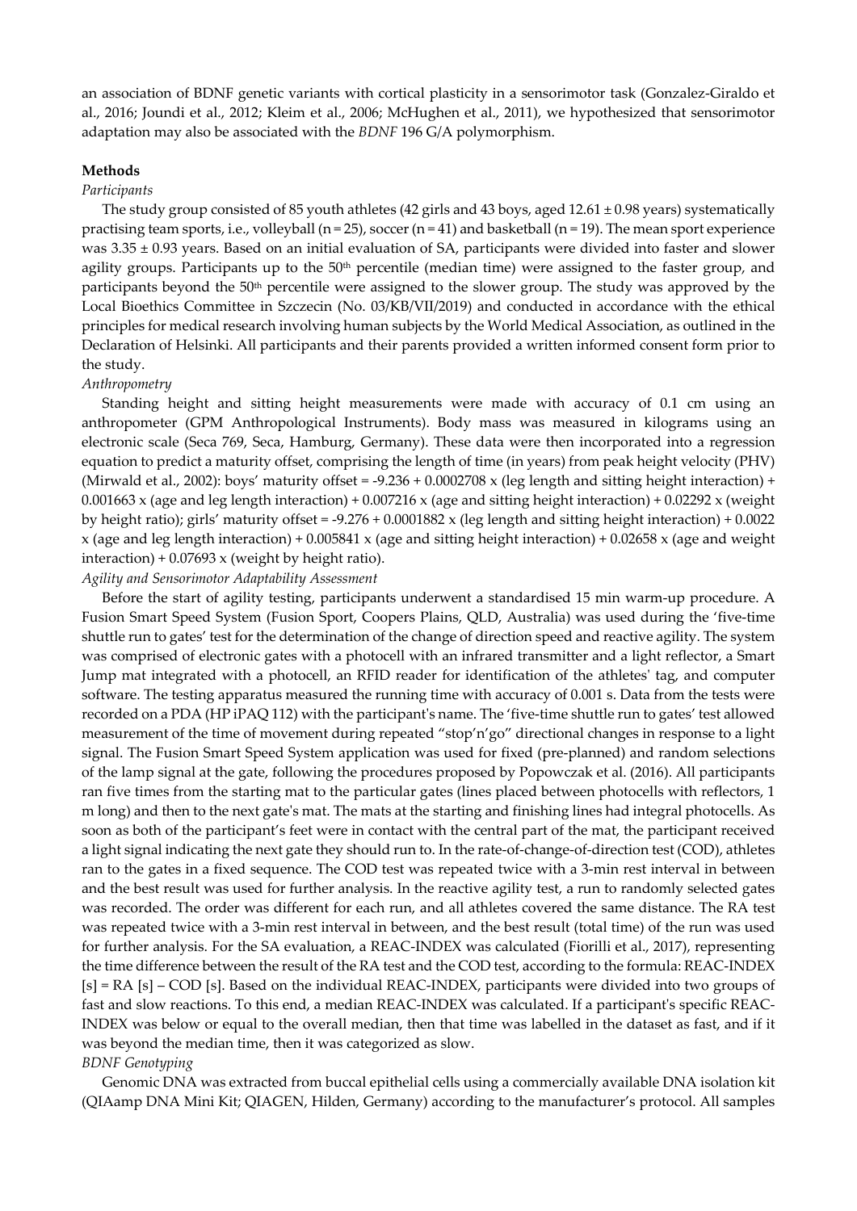an association of BDNF genetic variants with cortical plasticity in a sensorimotor task (Gonzalez-Giraldo et al., 2016; Joundi et al., 2012; Kleim et al., 2006; McHughen et al., 2011), we hypothesized that sensorimotor adaptation may also be associated with the *BDNF* 196 G/A polymorphism.

## Methods

### *Participants*

The study group consisted of 85 youth athletes (42 girls and 43 boys, aged 12.61 ± 0.98 years) systematically practising team sports, i.e., volleyball (n = 25), soccer (n = 41) and basketball (n = 19). The mean sport experience was 3.35 ± 0.93 years. Based on an initial evaluation of SA, participants were divided into faster and slower agility groups. Participants up to the 50th percentile (median time) were assigned to the faster group, and participants beyond the 50th percentile were assigned to the slower group. The study was approved by the Local Bioethics Committee in Szczecin (No. 03/KB/VII/2019) and conducted in accordance with the ethical principles for medical research involving human subjects by the World Medical Association, as outlined in the Declaration of Helsinki. All participants and their parents provided a written informed consent form prior to the study.

### *Anthropometry*

Standing height and sitting height measurements were made with accuracy of 0.1 cm using an anthropometer (GPM Anthropological Instruments). Body mass was measured in kilograms using an electronic scale (Seca 769, Seca, Hamburg, Germany). These data were then incorporated into a regression equation to predict a maturity offset, comprising the length of time (in years) from peak height velocity (PHV) (Mirwald et al., 2002): boys' maturity offset = -9.236 + 0.0002708 x (leg length and sitting height interaction) + 0.001663 x (age and leg length interaction) + 0.007216 x (age and sitting height interaction) + 0.02292 x (weight by height ratio); girls' maturity offset = -9.276 + 0.0001882 x (leg length and sitting height interaction) + 0.0022 x (age and leg length interaction) + 0.005841 x (age and sitting height interaction) + 0.02658 x (age and weight interaction) + 0.07693 x (weight by height ratio).

### *Agility and Sensorimotor Adaptability Assessment*

Before the start of agility testing, participants underwent a standardised 15 min warm-up procedure. A Fusion Smart Speed System (Fusion Sport, Coopers Plains, QLD, Australia) was used during the 'five-time shuttle run to gates' test for the determination of the change of direction speed and reactive agility. The system was comprised of electronic gates with a photocell with an infrared transmitter and a light reflector, a Smart Jump mat integrated with a photocell, an RFID reader for identification of the athletes' tag, and computer software. The testing apparatus measured the running time with accuracy of 0.001 s. Data from the tests were recorded on a PDA (HP iPAQ 112) with the participant's name. The 'five-time shuttle run to gates' test allowed measurement of the time of movement during repeated "stop'n'go" directional changes in response to a light signal. The Fusion Smart Speed System application was used for fixed (pre-planned) and random selections of the lamp signal at the gate, following the procedures proposed by Popowczak et al. (2016). All participants ran five times from the starting mat to the particular gates (lines placed between photocells with reflectors, 1 m long) and then to the next gate's mat. The mats at the starting and finishing lines had integral photocells. As soon as both of the participant's feet were in contact with the central part of the mat, the participant received a light signal indicating the next gate they should run to. In the rate-of-change-of-direction test (COD), athletes ran to the gates in a fixed sequence. The COD test was repeated twice with a 3-min rest interval in between and the best result was used for further analysis. In the reactive agility test, a run to randomly selected gates was recorded. The order was different for each run, and all athletes covered the same distance. The RA test was repeated twice with a 3-min rest interval in between, and the best result (total time) of the run was used for further analysis. For the SA evaluation, a REAC-INDEX was calculated (Fiorilli et al., 2017), representing the time difference between the result of the RA test and the COD test, according to the formula: REAC-INDEX [s] = RA [s] – COD [s]. Based on the individual REAC-INDEX, participants were divided into two groups of fast and slow reactions. To this end, a median REAC-INDEX was calculated. If a participant's specific REAC-INDEX was below or equal to the overall median, then that time was labelled in the dataset as fast, and if it was beyond the median time, then it was categorized as slow.

### *BDNF Genotyping*

Genomic DNA was extracted from buccal epithelial cells using a commercially available DNA isolation kit (QIAamp DNA Mini Kit; QIAGEN, Hilden, Germany) according to the manufacturer's protocol. All samples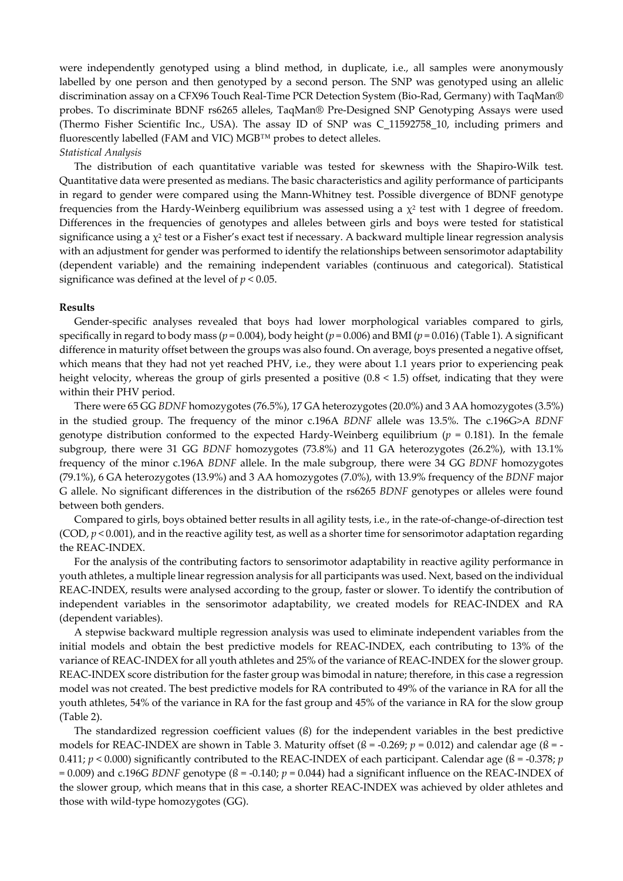were independently genotyped using a blind method, in duplicate, i.e., all samples were anonymously labelled by one person and then genotyped by a second person. The SNP was genotyped using an allelic discrimination assay on a CFX96 Touch Real-Time PCR Detection System (Bio-Rad, Germany) with TaqMan® probes. To discriminate BDNF rs6265 alleles, TaqMan® Pre-Designed SNP Genotyping Assays were used (Thermo Fisher Scientific Inc., USA). The assay ID of SNP was C_11592758_10, including primers and fluorescently labelled (FAM and VIC) MGB™ probes to detect alleles.

*Statistical Analysis*

The distribution of each quantitative variable was tested for skewness with the Shapiro-Wilk test. Quantitative data were presented as medians. The basic characteristics and agility performance of participants in regard to gender were compared using the Mann-Whitney test. Possible divergence of BDNF genotype frequencies from the Hardy-Weinberg equilibrium was assessed using a $\chi^2$ test with 1 degree of freedom. Differences in the frequencies of genotypes and alleles between girls and boys were tested for statistical significance using a $\chi^2$ test or a Fisher's exact test if necessary. A backward multiple linear regression analysis with an adjustment for gender was performed to identify the relationships between sensorimotor adaptability (dependent variable) and the remaining independent variables (continuous and categorical). Statistical significance was defined at the level of $p < 0.05$.

**Results**

Gender-specific analyses revealed that boys had lower morphological variables compared to girls, specifically in regard to body mass ($p = 0.004$), body height ($p = 0.006$) and BMI ($p = 0.016$) (Table 1). A significant difference in maturity offset between the groups was also found. On average, boys presented a negative offset, which means that they had not yet reached PHV, i.e., they were about 1.1 years prior to experiencing peak height velocity, whereas the group of girls presented a positive (0.8 < 1.5) offset, indicating that they were within their PHV period.

There were 65 GG *BDNF* homozygotes (76.5%), 17 GA heterozygotes (20.0%) and 3 AA homozygotes (3.5%) in the studied group. The frequency of the minor c.196A *BDNF* allele was 13.5%. The c.196G>A *BDNF* genotype distribution conformed to the expected Hardy-Weinberg equilibrium ($p$ = 0.181). In the female subgroup, there were 31 GG *BDNF* homozygotes (73.8%) and 11 GA heterozygotes (26.2%), with 13.1% frequency of the minor c.196A *BDNF* allele. In the male subgroup, there were 34 GG *BDNF* homozygotes (79.1%), 6 GA heterozygotes (13.9%) and 3 AA homozygotes (7.0%), with 13.9% frequency of the *BDNF* major G allele. No significant differences in the distribution of the rs6265 *BDNF* genotypes or alleles were found between both genders.

Compared to girls, boys obtained better results in all agility tests, i.e., in the rate-of-change-of-direction test (COD, $p < 0.001$), and in the reactive agility test, as well as a shorter time for sensorimotor adaptation regarding the REAC-INDEX.

For the analysis of the contributing factors to sensorimotor adaptability in reactive agility performance in youth athletes, a multiple linear regression analysis for all participants was used. Next, based on the individual REAC-INDEX, results were analysed according to the group, faster or slower. To identify the contribution of independent variables in the sensorimotor adaptability, we created models for REAC-INDEX and RA (dependent variables).

A stepwise backward multiple regression analysis was used to eliminate independent variables from the initial models and obtain the best predictive models for REAC-INDEX, each contributing to 13% of the variance of REAC-INDEX for all youth athletes and 25% of the variance of REAC-INDEX for the slower group. REAC-INDEX score distribution for the faster group was bimodal in nature; therefore, in this case a regression model was not created. The best predictive models for RA contributed to 49% of the variance in RA for all the youth athletes, 54% of the variance in RA for the fast group and 45% of the variance in RA for the slow group (Table 2).

The standardized regression coefficient values (ß) for the independent variables in the best predictive models for REAC-INDEX are shown in Table 3. Maturity offset (ß = -0.269; $p = 0.012$) and calendar age (ß = -0.411; $p < 0.000$) significantly contributed to the REAC-INDEX of each participant. Calendar age (ß = -0.378; $p = 0.009$) and c.196G *BDNF* genotype (ß = -0.140; $p = 0.044$) had a significant influence on the REAC-INDEX of the slower group, which means that in this case, a shorter REAC-INDEX was achieved by older athletes and those with wild-type homozygotes (GG).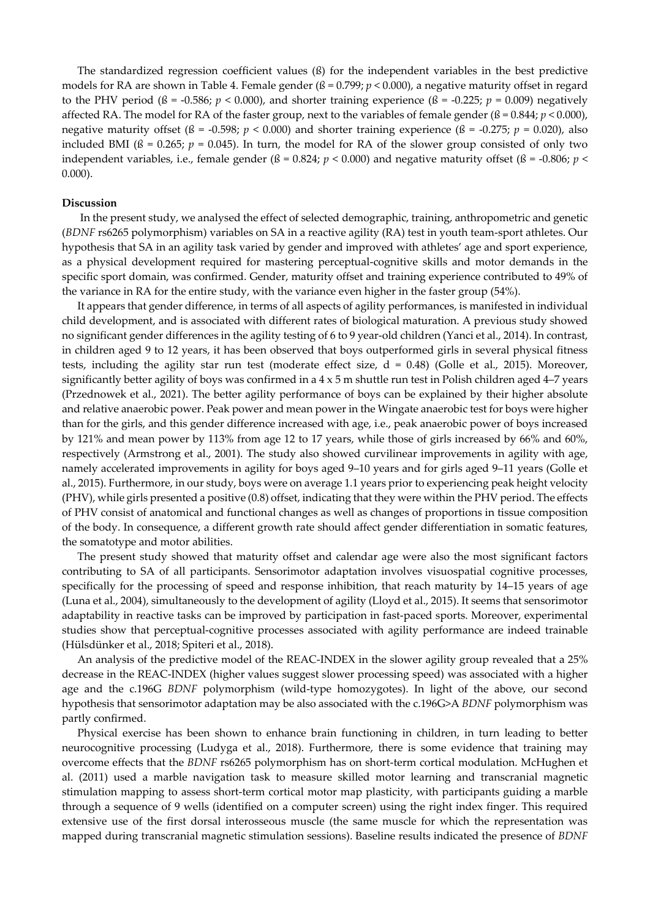The standardized regression coefficient values (ß) for the independent variables in the best predictive models for RA are shown in Table 4. Female gender (ß = 0.799; $p < 0.000$), a negative maturity offset in regard to the PHV period (ß = -0.586; $p < 0.000$), and shorter training experience (ß = -0.225; $p = 0.009$) negatively affected RA. The model for RA of the faster group, next to the variables of female gender (ß = 0.844; $p < 0.000$), negative maturity offset (ß = -0.598; $p < 0.000$) and shorter training experience (ß = -0.275; $p = 0.020$), also included BMI (ß = 0.265; $p = 0.045$). In turn, the model for RA of the slower group consisted of only two independent variables, i.e., female gender (ß = 0.824; $p < 0.000$) and negative maturity offset (ß = -0.806; $p <$ 0.000).

## Discussion

In the present study, we analysed the effect of selected demographic, training, anthropometric and genetic (*BDNF* rs6265 polymorphism) variables on SA in a reactive agility (RA) test in youth team-sport athletes. Our hypothesis that SA in an agility task varied by gender and improved with athletes' age and sport experience, as a physical development required for mastering perceptual-cognitive skills and motor demands in the specific sport domain, was confirmed. Gender, maturity offset and training experience contributed to 49% of the variance in RA for the entire study, with the variance even higher in the faster group (54%).

It appears that gender difference, in terms of all aspects of agility performances, is manifested in individual child development, and is associated with different rates of biological maturation. A previous study showed no significant gender differences in the agility testing of 6 to 9 year-old children (Yanci et al., 2014). In contrast, in children aged 9 to 12 years, it has been observed that boys outperformed girls in several physical fitness tests, including the agility star run test (moderate effect size, d = 0.48) (Golle et al., 2015). Moreover, significantly better agility of boys was confirmed in a 4 x 5 m shuttle run test in Polish children aged 4–7 years (Przednowek et al., 2021). The better agility performance of boys can be explained by their higher absolute and relative anaerobic power. Peak power and mean power in the Wingate anaerobic test for boys were higher than for the girls, and this gender difference increased with age, i.e., peak anaerobic power of boys increased by 121% and mean power by 113% from age 12 to 17 years, while those of girls increased by 66% and 60%, respectively (Armstrong et al., 2001). The study also showed curvilinear improvements in agility with age, namely accelerated improvements in agility for boys aged 9–10 years and for girls aged 9–11 years (Golle et al., 2015). Furthermore, in our study, boys were on average 1.1 years prior to experiencing peak height velocity (PHV), while girls presented a positive (0.8) offset, indicating that they were within the PHV period. The effects of PHV consist of anatomical and functional changes as well as changes of proportions in tissue composition of the body. In consequence, a different growth rate should affect gender differentiation in somatic features, the somatotype and motor abilities.

The present study showed that maturity offset and calendar age were also the most significant factors contributing to SA of all participants. Sensorimotor adaptation involves visuospatial cognitive processes, specifically for the processing of speed and response inhibition, that reach maturity by 14–15 years of age (Luna et al., 2004), simultaneously to the development of agility (Lloyd et al., 2015). It seems that sensorimotor adaptability in reactive tasks can be improved by participation in fast-paced sports. Moreover, experimental studies show that perceptual-cognitive processes associated with agility performance are indeed trainable (Hülsdünker et al., 2018; Spiteri et al., 2018).

An analysis of the predictive model of the REAC-INDEX in the slower agility group revealed that a 25% decrease in the REAC-INDEX (higher values suggest slower processing speed) was associated with a higher age and the c.196G *BDNF* polymorphism (wild-type homozygotes). In light of the above, our second hypothesis that sensorimotor adaptation may be also associated with the c.196G>A *BDNF* polymorphism was partly confirmed.

Physical exercise has been shown to enhance brain functioning in children, in turn leading to better neurocognitive processing (Ludyga et al., 2018). Furthermore, there is some evidence that training may overcome effects that the *BDNF* rs6265 polymorphism has on short-term cortical modulation. McHughen et al. (2011) used a marble navigation task to measure skilled motor learning and transcranial magnetic stimulation mapping to assess short-term cortical motor map plasticity, with participants guiding a marble through a sequence of 9 wells (identified on a computer screen) using the right index finger. This required extensive use of the first dorsal interosseous muscle (the same muscle for which the representation was mapped during transcranial magnetic stimulation sessions). Baseline results indicated the presence of *BDNF*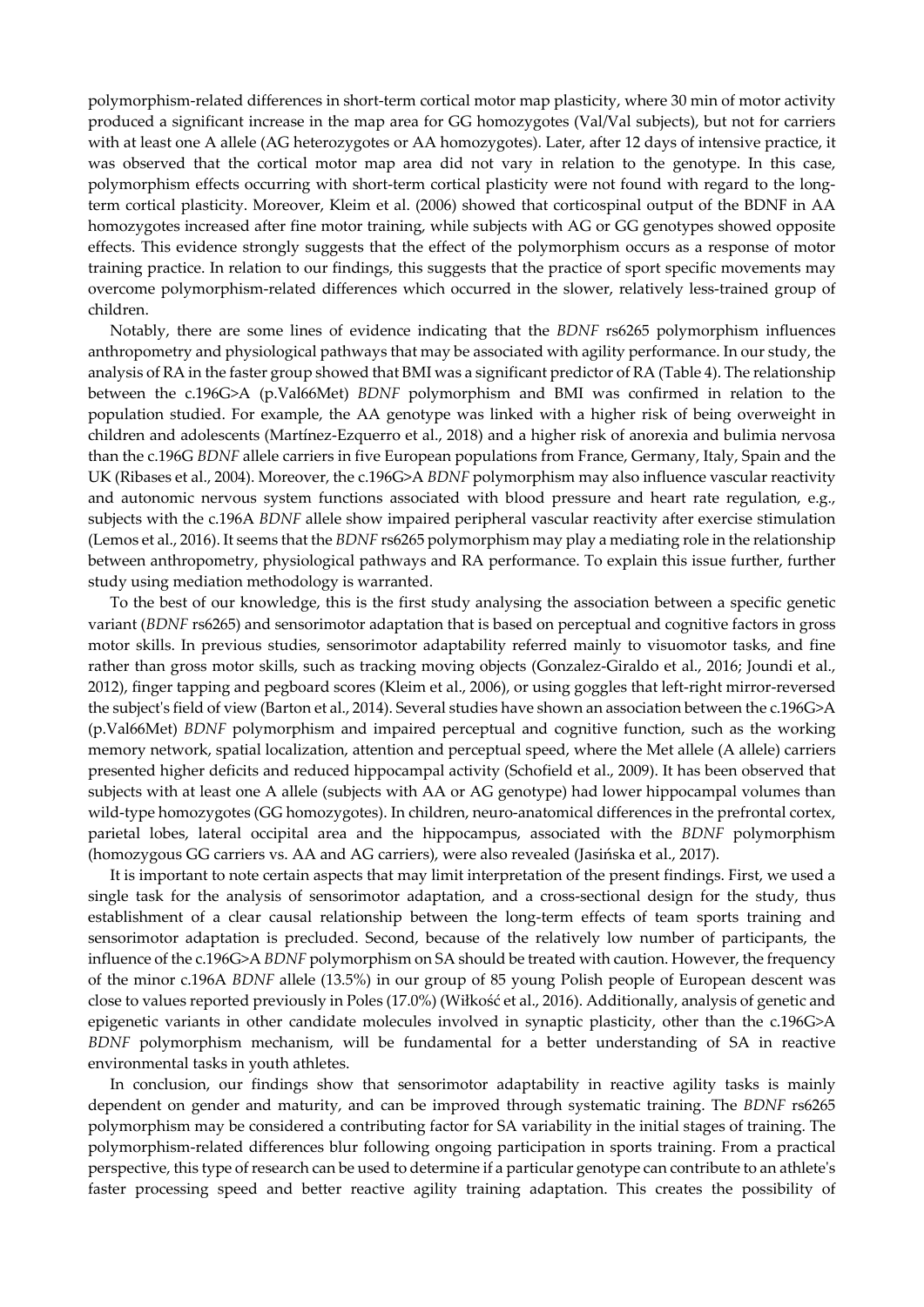polymorphism-related differences in short-term cortical motor map plasticity, where 30 min of motor activity produced a significant increase in the map area for GG homozygotes (Val/Val subjects), but not for carriers with at least one A allele (AG heterozygotes or AA homozygotes). Later, after 12 days of intensive practice, it was observed that the cortical motor map area did not vary in relation to the genotype. In this case, polymorphism effects occurring with short-term cortical plasticity were not found with regard to the long-term cortical plasticity. Moreover, Kleim et al. (2006) showed that corticospinal output of the BDNF in AA homozygotes increased after fine motor training, while subjects with AG or GG genotypes showed opposite effects. This evidence strongly suggests that the effect of the polymorphism occurs as a response of motor training practice. In relation to our findings, this suggests that the practice of sport specific movements may overcome polymorphism-related differences which occurred in the slower, relatively less-trained group of children.

Notably, there are some lines of evidence indicating that the *BDNF* rs6265 polymorphism influences anthropometry and physiological pathways that may be associated with agility performance. In our study, the analysis of RA in the faster group showed that BMI was a significant predictor of RA (Table 4). The relationship between the c.196G>A (p.Val66Met) *BDNF* polymorphism and BMI was confirmed in relation to the population studied. For example, the AA genotype was linked with a higher risk of being overweight in children and adolescents (Martínez-Ezquerro et al., 2018) and a higher risk of anorexia and bulimia nervosa than the c.196G *BDNF* allele carriers in five European populations from France, Germany, Italy, Spain and the UK (Ribases et al., 2004). Moreover, the c.196G>A *BDNF* polymorphism may also influence vascular reactivity and autonomic nervous system functions associated with blood pressure and heart rate regulation, e.g., subjects with the c.196A *BDNF* allele show impaired peripheral vascular reactivity after exercise stimulation (Lemos et al., 2016). It seems that the *BDNF* rs6265 polymorphism may play a mediating role in the relationship between anthropometry, physiological pathways and RA performance. To explain this issue further, further study using mediation methodology is warranted.

To the best of our knowledge, this is the first study analysing the association between a specific genetic variant (*BDNF* rs6265) and sensorimotor adaptation that is based on perceptual and cognitive factors in gross motor skills. In previous studies, sensorimotor adaptability referred mainly to visuomotor tasks, and fine rather than gross motor skills, such as tracking moving objects (Gonzalez-Giraldo et al., 2016; Joundi et al., 2012), finger tapping and pegboard scores (Kleim et al., 2006), or using goggles that left-right mirror-reversed the subject's field of view (Barton et al., 2014). Several studies have shown an association between the c.196G>A (p.Val66Met) *BDNF* polymorphism and impaired perceptual and cognitive function, such as the working memory network, spatial localization, attention and perceptual speed, where the Met allele (A allele) carriers presented higher deficits and reduced hippocampal activity (Schofield et al., 2009). It has been observed that subjects with at least one A allele (subjects with AA or AG genotype) had lower hippocampal volumes than wild-type homozygotes (GG homozygotes). In children, neuro-anatomical differences in the prefrontal cortex, parietal lobes, lateral occipital area and the hippocampus, associated with the *BDNF* polymorphism (homozygous GG carriers vs. AA and AG carriers), were also revealed (Jasińska et al., 2017).

It is important to note certain aspects that may limit interpretation of the present findings. First, we used a single task for the analysis of sensorimotor adaptation, and a cross-sectional design for the study, thus establishment of a clear causal relationship between the long-term effects of team sports training and sensorimotor adaptation is precluded. Second, because of the relatively low number of participants, the influence of the c.196G>A *BDNF* polymorphism on SA should be treated with caution. However, the frequency of the minor c.196A *BDNF* allele (13.5%) in our group of 85 young Polish people of European descent was close to values reported previously in Poles (17.0%) (Wiłkość et al., 2016). Additionally, analysis of genetic and epigenetic variants in other candidate molecules involved in synaptic plasticity, other than the c.196G>A *BDNF* polymorphism mechanism, will be fundamental for a better understanding of SA in reactive environmental tasks in youth athletes.

In conclusion, our findings show that sensorimotor adaptability in reactive agility tasks is mainly dependent on gender and maturity, and can be improved through systematic training. The *BDNF* rs6265 polymorphism may be considered a contributing factor for SA variability in the initial stages of training. The polymorphism-related differences blur following ongoing participation in sports training. From a practical perspective, this type of research can be used to determine if a particular genotype can contribute to an athlete's faster processing speed and better reactive agility training adaptation. This creates the possibility of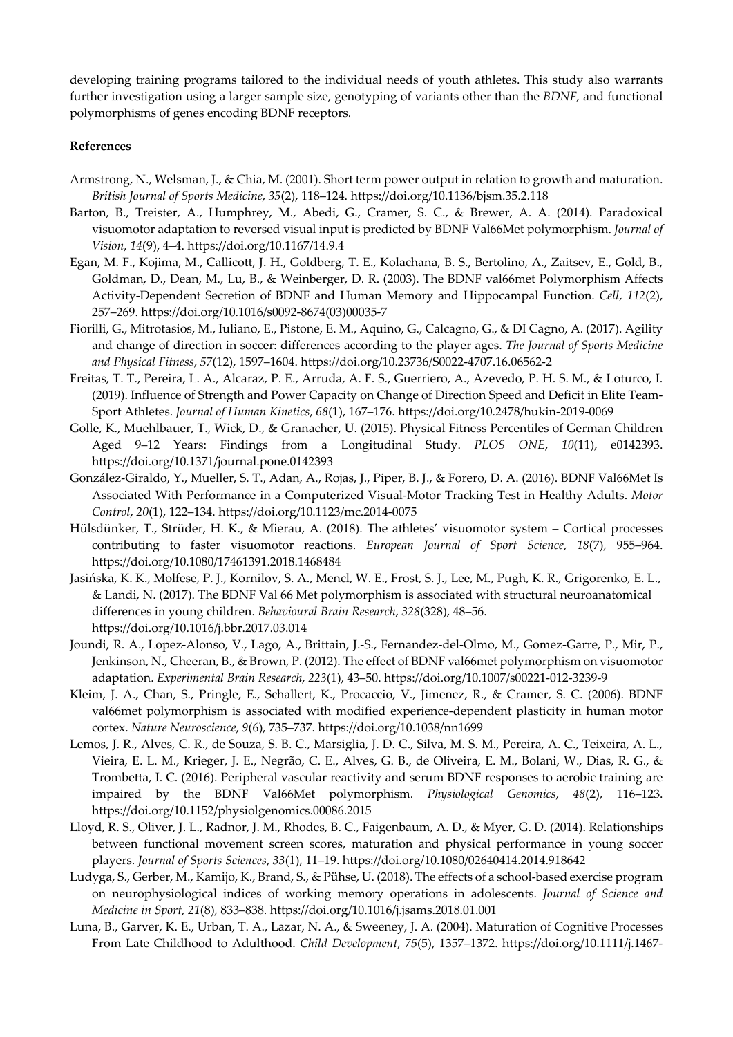developing training programs tailored to the individual needs of youth athletes. This study also warrants further investigation using a larger sample size, genotyping of variants other than the *BDNF,* and functional polymorphisms of genes encoding BDNF receptors.

**References**

Armstrong, N., Welsman, J., & Chia, M. (2001). Short term power output in relation to growth and maturation. *British Journal of Sports Medicine*, *35*(2), 118–124. https://doi.org/10.1136/bjsm.35.2.118

Barton, B., Treister, A., Humphrey, M., Abedi, G., Cramer, S. C., & Brewer, A. A. (2014). Paradoxical visuomotor adaptation to reversed visual input is predicted by BDNF Val66Met polymorphism. *Journal of Vision*, *14*(9), 4–4. https://doi.org/10.1167/14.9.4

Egan, M. F., Kojima, M., Callicott, J. H., Goldberg, T. E., Kolachana, B. S., Bertolino, A., Zaitsev, E., Gold, B., Goldman, D., Dean, M., Lu, B., & Weinberger, D. R. (2003). The BDNF val66met Polymorphism Affects Activity-Dependent Secretion of BDNF and Human Memory and Hippocampal Function. *Cell*, *112*(2), 257–269. https://doi.org/10.1016/s0092-8674(03)00035-7

Fiorilli, G., Mitrotasios, M., Iuliano, E., Pistone, E. M., Aquino, G., Calcagno, G., & DI Cagno, A. (2017). Agility and change of direction in soccer: differences according to the player ages. *The Journal of Sports Medicine and Physical Fitness*, *57*(12), 1597–1604. https://doi.org/10.23736/S0022-4707.16.06562-2

Freitas, T. T., Pereira, L. A., Alcaraz, P. E., Arruda, A. F. S., Guerriero, A., Azevedo, P. H. S. M., & Loturco, I. (2019). Influence of Strength and Power Capacity on Change of Direction Speed and Deficit in Elite Team-Sport Athletes. *Journal of Human Kinetics*, *68*(1), 167–176. https://doi.org/10.2478/hukin-2019-0069

Golle, K., Muehlbauer, T., Wick, D., & Granacher, U. (2015). Physical Fitness Percentiles of German Children Aged 9–12 Years: Findings from a Longitudinal Study. *PLOS ONE*, *10*(11), e0142393. https://doi.org/10.1371/journal.pone.0142393

González-Giraldo, Y., Mueller, S. T., Adan, A., Rojas, J., Piper, B. J., & Forero, D. A. (2016). BDNF Val66Met Is Associated With Performance in a Computerized Visual-Motor Tracking Test in Healthy Adults. *Motor Control*, *20*(1), 122–134. https://doi.org/10.1123/mc.2014-0075

Hülsdünker, T., Strüder, H. K., & Mierau, A. (2018). The athletes' visuomotor system – Cortical processes contributing to faster visuomotor reactions. *European Journal of Sport Science*, *18*(7), 955–964. https://doi.org/10.1080/17461391.2018.1468484

Jasińska, K. K., Molfese, P. J., Kornilov, S. A., Mencl, W. E., Frost, S. J., Lee, M., Pugh, K. R., Grigorenko, E. L., & Landi, N. (2017). The BDNF Val 66 Met polymorphism is associated with structural neuroanatomical differences in young children. *Behavioural Brain Research*, *328*(328), 48–56. https://doi.org/10.1016/j.bbr.2017.03.014

Joundi, R. A., Lopez-Alonso, V., Lago, A., Brittain, J.-S., Fernandez-del-Olmo, M., Gomez-Garre, P., Mir, P., Jenkinson, N., Cheeran, B., & Brown, P. (2012). The effect of BDNF val66met polymorphism on visuomotor adaptation. *Experimental Brain Research*, *223*(1), 43–50. https://doi.org/10.1007/s00221-012-3239-9

Kleim, J. A., Chan, S., Pringle, E., Schallert, K., Procaccio, V., Jimenez, R., & Cramer, S. C. (2006). BDNF val66met polymorphism is associated with modified experience-dependent plasticity in human motor cortex. *Nature Neuroscience*, *9*(6), 735–737. https://doi.org/10.1038/nn1699

Lemos, J. R., Alves, C. R., de Souza, S. B. C., Marsiglia, J. D. C., Silva, M. S. M., Pereira, A. C., Teixeira, A. L., Vieira, E. L. M., Krieger, J. E., Negrão, C. E., Alves, G. B., de Oliveira, E. M., Bolani, W., Dias, R. G., & Trombetta, I. C. (2016). Peripheral vascular reactivity and serum BDNF responses to aerobic training are impaired by the BDNF Val66Met polymorphism. *Physiological Genomics*, *48*(2), 116–123. https://doi.org/10.1152/physiolgenomics.00086.2015

Lloyd, R. S., Oliver, J. L., Radnor, J. M., Rhodes, B. C., Faigenbaum, A. D., & Myer, G. D. (2014). Relationships between functional movement screen scores, maturation and physical performance in young soccer players. *Journal of Sports Sciences*, *33*(1), 11–19. https://doi.org/10.1080/02640414.2014.918642

Ludyga, S., Gerber, M., Kamijo, K., Brand, S., & Pühse, U. (2018). The effects of a school-based exercise program on neurophysiological indices of working memory operations in adolescents. *Journal of Science and Medicine in Sport*, *21*(8), 833–838. https://doi.org/10.1016/j.jsams.2018.01.001

Luna, B., Garver, K. E., Urban, T. A., Lazar, N. A., & Sweeney, J. A. (2004). Maturation of Cognitive Processes From Late Childhood to Adulthood. *Child Development*, *75*(5), 1357–1372. https://doi.org/10.1111/j.1467-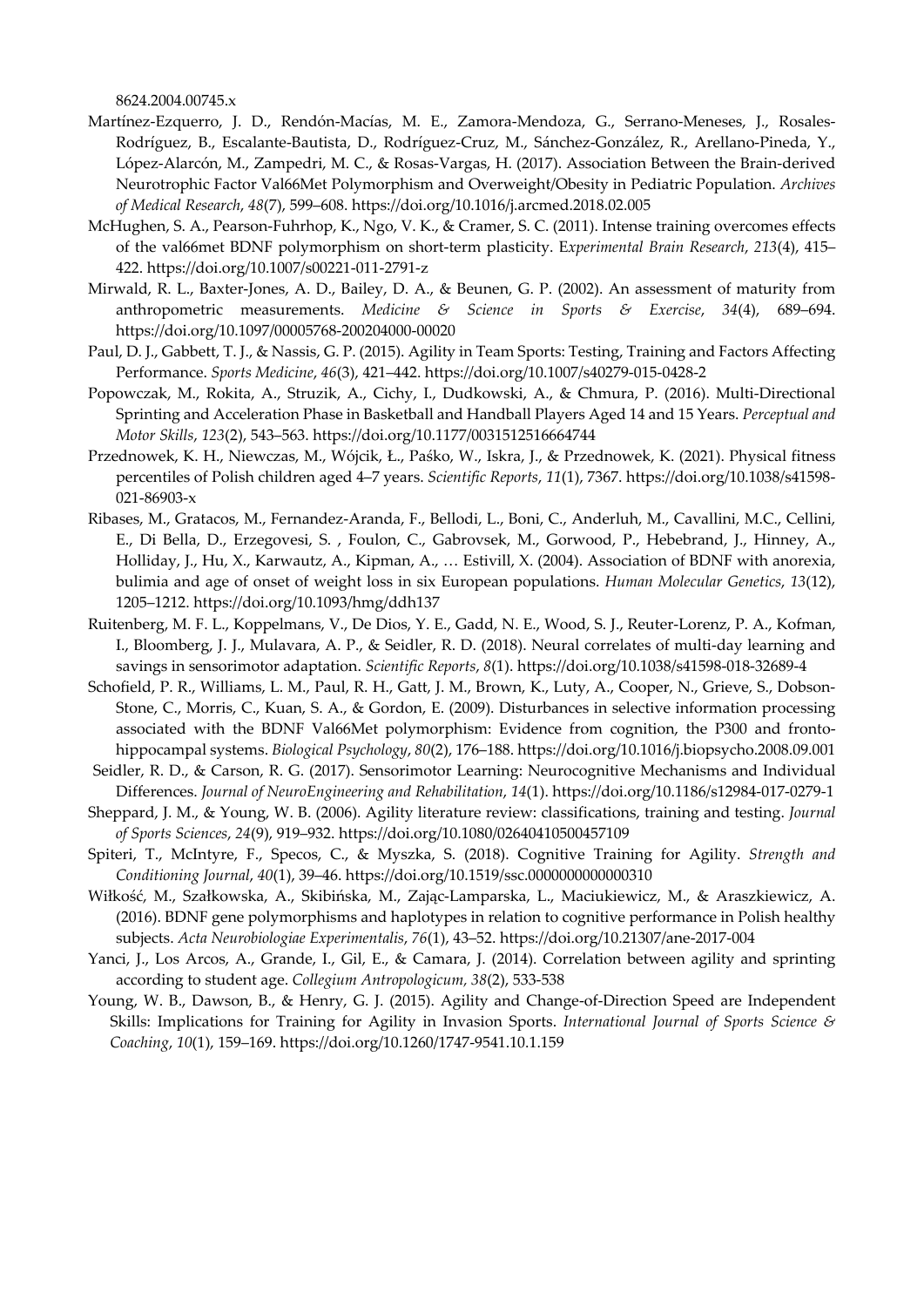8624.2004.00745.x

Martínez-Ezquerro, J. D., Rendón-Macías, M. E., Zamora-Mendoza, G., Serrano-Meneses, J., Rosales-Rodríguez, B., Escalante-Bautista, D., Rodríguez-Cruz, M., Sánchez-González, R., Arellano-Pineda, Y., López-Alarcón, M., Zampedri, M. C., & Rosas-Vargas, H. (2017). Association Between the Brain-derived Neurotrophic Factor Val66Met Polymorphism and Overweight/Obesity in Pediatric Population. *Archives of Medical Research*, *48*(7), 599–608. https://doi.org/10.1016/j.arcmed.2018.02.005

McHughen, S. A., Pearson-Fuhrhop, K., Ngo, V. K., & Cramer, S. C. (2011). Intense training overcomes effects of the val66met BDNF polymorphism on short-term plasticity. E*xperimental Brain Research*, *213*(4), 415–422. https://doi.org/10.1007/s00221-011-2791-z

Mirwald, R. L., Baxter-Jones, A. D., Bailey, D. A., & Beunen, G. P. (2002). An assessment of maturity from anthropometric measurements. *Medicine & Science in Sports & Exercise*, *34*(4), 689–694. https://doi.org/10.1097/00005768-200204000-00020

Paul, D. J., Gabbett, T. J., & Nassis, G. P. (2015). Agility in Team Sports: Testing, Training and Factors Affecting Performance. *Sports Medicine*, *46*(3), 421–442. https://doi.org/10.1007/s40279-015-0428-2

Popowczak, M., Rokita, A., Struzik, A., Cichy, I., Dudkowski, A., & Chmura, P. (2016). Multi-Directional Sprinting and Acceleration Phase in Basketball and Handball Players Aged 14 and 15 Years. *Perceptual and Motor Skills*, *123*(2), 543–563. https://doi.org/10.1177/0031512516664744

Przednowek, K. H., Niewczas, M., Wójcik, Ł., Paśko, W., Iskra, J., & Przednowek, K. (2021). Physical fitness percentiles of Polish children aged 4–7 years. *Scientific Reports*, *11*(1), 7367. https://doi.org/10.1038/s41598-021-86903-x

Ribases, M., Gratacos, M., Fernandez-Aranda, F., Bellodi, L., Boni, C., Anderluh, M., Cavallini, M.C., Cellini, E., Di Bella, D., Erzegovesi, S. , Foulon, C., Gabrovsek, M., Gorwood, P., Hebebrand, J., Hinney, A., Holliday, J., Hu, X., Karwautz, A., Kipman, A., … Estivill, X. (2004). Association of BDNF with anorexia, bulimia and age of onset of weight loss in six European populations. *Human Molecular Genetics*, *13*(12), 1205–1212. https://doi.org/10.1093/hmg/ddh137

Ruitenberg, M. F. L., Koppelmans, V., De Dios, Y. E., Gadd, N. E., Wood, S. J., Reuter-Lorenz, P. A., Kofman, I., Bloomberg, J. J., Mulavara, A. P., & Seidler, R. D. (2018). Neural correlates of multi-day learning and savings in sensorimotor adaptation. *Scientific Reports*, *8*(1). https://doi.org/10.1038/s41598-018-32689-4

Schofield, P. R., Williams, L. M., Paul, R. H., Gatt, J. M., Brown, K., Luty, A., Cooper, N., Grieve, S., Dobson-Stone, C., Morris, C., Kuan, S. A., & Gordon, E. (2009). Disturbances in selective information processing associated with the BDNF Val66Met polymorphism: Evidence from cognition, the P300 and fronto-hippocampal systems. *Biological Psychology*, *80*(2), 176–188. https://doi.org/10.1016/j.biopsycho.2008.09.001

Seidler, R. D., & Carson, R. G. (2017). Sensorimotor Learning: Neurocognitive Mechanisms and Individual Differences. *Journal of NeuroEngineering and Rehabilitation*, *14*(1). https://doi.org/10.1186/s12984-017-0279-1

Sheppard, J. M., & Young, W. B. (2006). Agility literature review: classifications, training and testing. *Journal of Sports Sciences*, *24*(9), 919–932. https://doi.org/10.1080/02640410500457109

Spiteri, T., McIntyre, F., Specos, C., & Myszka, S. (2018). Cognitive Training for Agility. *Strength and Conditioning Journal*, *40*(1), 39–46. https://doi.org/10.1519/ssc.0000000000000310

Wiłkość, M., Szałkowska, A., Skibińska, M., Zając-Lamparska, L., Maciukiewicz, M., & Araszkiewicz, A. (2016). BDNF gene polymorphisms and haplotypes in relation to cognitive performance in Polish healthy subjects. *Acta Neurobiologiae Experimentalis*, *76*(1), 43–52. https://doi.org/10.21307/ane-2017-004

Yanci, J., Los Arcos, A., Grande, I., Gil, E., & Camara, J. (2014). Correlation between agility and sprinting according to student age. *Collegium Antropologicum, 38*(2), 533-538

Young, W. B., Dawson, B., & Henry, G. J. (2015). Agility and Change-of-Direction Speed are Independent Skills: Implications for Training for Agility in Invasion Sports. *International Journal of Sports Science & Coaching*, *10*(1), 159–169. https://doi.org/10.1260/1747-9541.10.1.159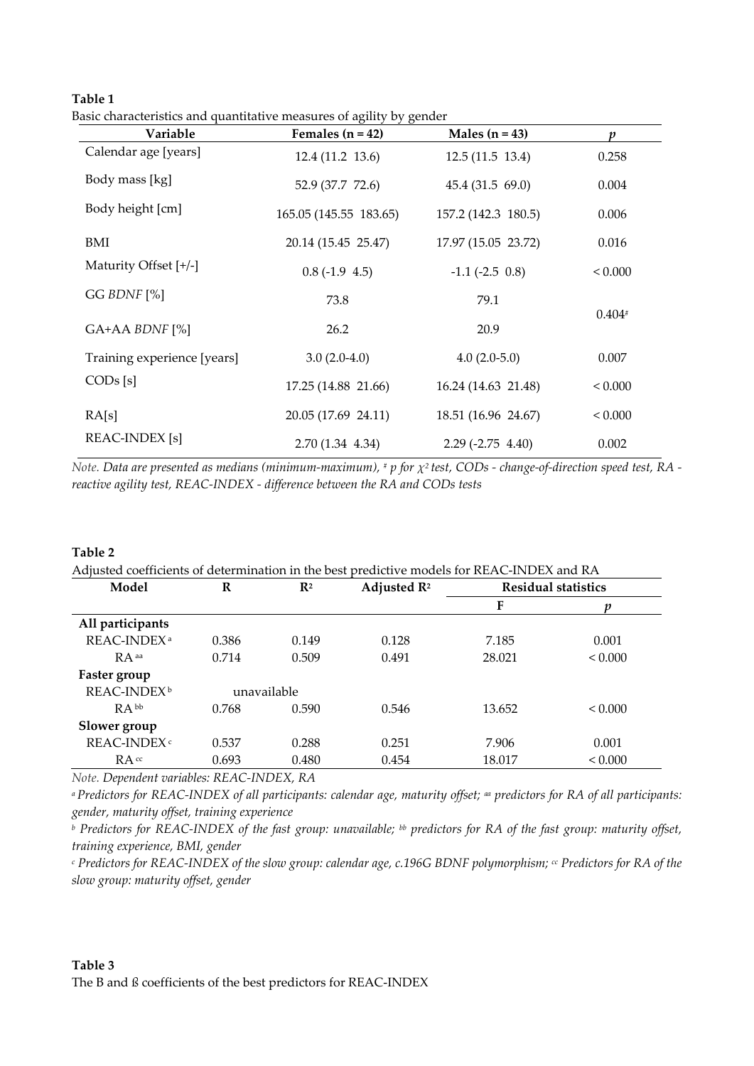**Table 1**

Basic characteristics and quantitative measures of agility by gender

| Variable | Females (n = 42) | Males (n = 43) | *p* |
|---|---|---|---|
| Calendar age [years] | 12.4 (11.2 13.6) | 12.5 (11.5 13.4) | 0.258 |
| Body mass [kg] | 52.9 (37.7 72.6) | 45.4 (31.5 69.0) | 0.004 |
| Body height [cm] | 165.05 (145.55 183.65) | 157.2 (142.3 180.5) | 0.006 |
| BMI | 20.14 (15.45 25.47) | 17.97 (15.05 23.72) | 0.016 |
| Maturity Offset [+/-] | 0.8 (-1.9 4.5) | -1.1 (-2.5 0.8) | < 0.000 |
| GG *BDNF* [%] | 73.8 | 79.1 | 0.404[#] |
| GA+AA *BDNF* [%] | 26.2 | 20.9 | |
| Training experience [years] | 3.0 (2.0-4.0) | 4.0 (2.0-5.0) | 0.007 |
| CODs [s] | 17.25 (14.88 21.66) | 16.24 (14.63 21.48) | < 0.000 |
| RA[s] | 20.05 (17.69 24.11) | 18.51 (16.96 24.67) | < 0.000 |
| REAC-INDEX [s] | 2.70 (1.34 4.34) | 2.29 (-2.75 4.40) | 0.002 |

*Note. Data are presented as medians (minimum-maximum), # p for $\chi^2$ test, CODs - change-of-direction speed test, RA - reactive agility test, REAC-INDEX - difference between the RA and CODs tests*

**Table 2**

Adjusted coefficients of determination in the best predictive models for REAC-INDEX and RA

| Model | R | $R^2$ | Adjusted $R^2$ | Residual statistics | |
|---|---|---|---|---|---|
| | | | | F | *p* |
| **All participants** | | | | | |
| REAC-INDEX [a] | 0.386 | 0.149 | 0.128 | 7.185 | 0.001 |
| RA [aa] | 0.714 | 0.509 | 0.491 | 28.021 | < 0.000 |
| **Faster group** | | | | | |
| REAC-INDEX [b] | unavailable | | | | |
| RA [bb] | 0.768 | 0.590 | 0.546 | 13.652 | < 0.000 |
| **Slower group** | | | | | |
| REAC-INDEX [c] | 0.537 | 0.288 | 0.251 | 7.906 | 0.001 |
| RA [cc] | 0.693 | 0.480 | 0.454 | 18.017 | < 0.000 |

*Note. Dependent variables: REAC-INDEX, RA*

*[a] Predictors for REAC-INDEX of all participants: calendar age, maturity offset; [aa] predictors for RA of all participants: gender, maturity offset, training experience*

*[b] Predictors for REAC-INDEX of the fast group: unavailable; [bb] predictors for RA of the fast group: maturity offset, training experience, BMI, gender*

*[c] Predictors for REAC-INDEX of the slow group: calendar age, c.196G BDNF polymorphism; [cc] Predictors for RA of the slow group: maturity offset, gender*

**Table 3**

The B and ß coefficients of the best predictors for REAC-INDEX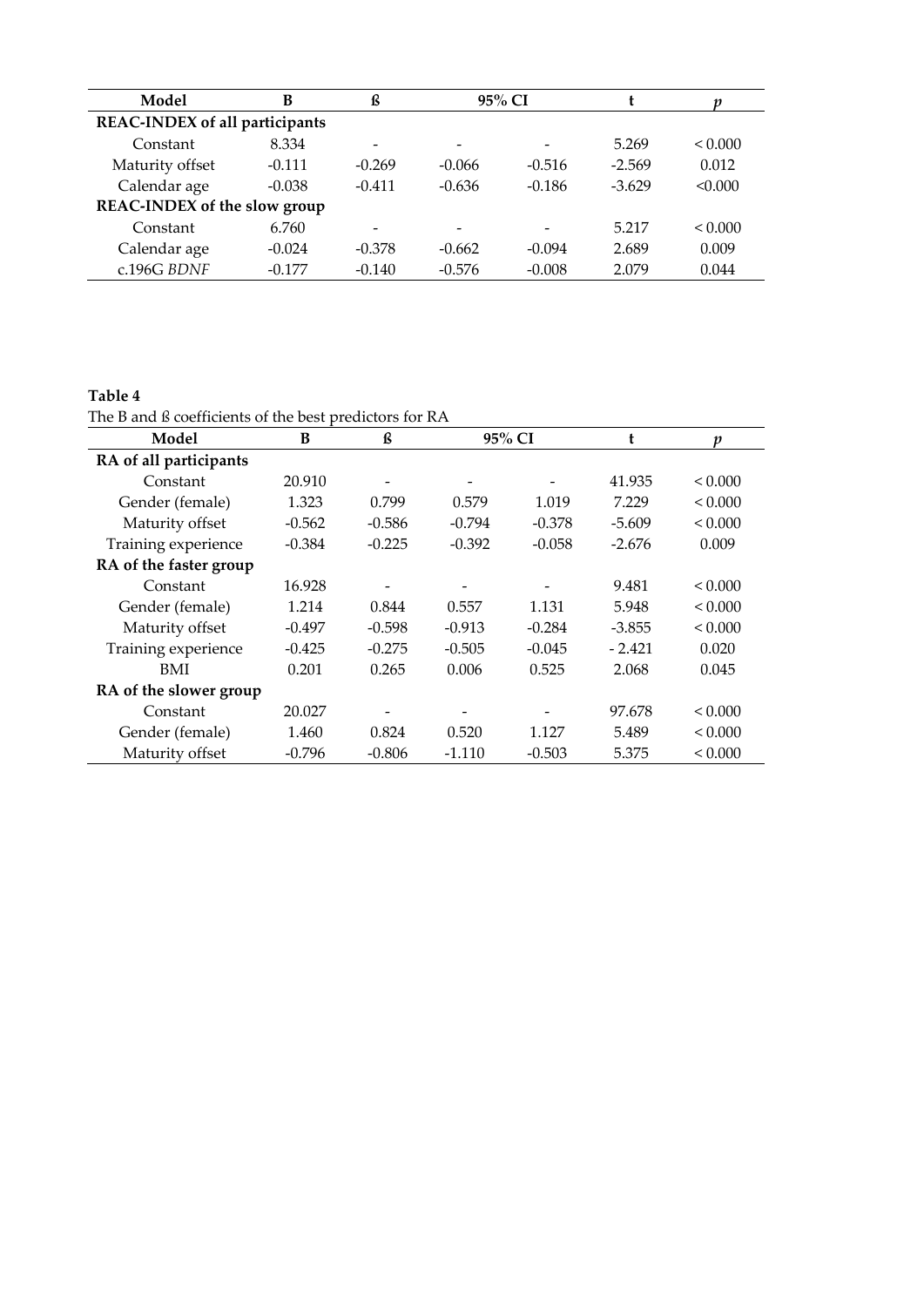| Model | B | ß | 95% CI | | t | *p* |
|---|---|---|---|---|---|---|
| **REAC-INDEX of all participants** | | | | | | |
| Constant | 8.334 | - | - | - | 5.269 | < 0.000 |
| Maturity offset | -0.111 | -0.269 | -0.066 | -0.516 | -2.569 | 0.012 |
| Calendar age | -0.038 | -0.411 | -0.636 | -0.186 | -3.629 | <0.000 |
| **REAC-INDEX of the slow group** | | | | | | |
| Constant | 6.760 | - | - | - | 5.217 | < 0.000 |
| Calendar age | -0.024 | -0.378 | -0.662 | -0.094 | 2.689 | 0.009 |
| c.196G *BDNF* | -0.177 | -0.140 | -0.576 | -0.008 | 2.079 | 0.044 |

**Table 4**

The B and ß coefficients of the best predictors for RA

| Model | B | ß | 95% CI | | t | *p* |
|---|---|---|---|---|---|---|
| **RA of all participants** | | | | | | |
| Constant | 20.910 | - | - | - | 41.935 | < 0.000 |
| Gender (female) | 1.323 | 0.799 | 0.579 | 1.019 | 7.229 | < 0.000 |
| Maturity offset | -0.562 | -0.586 | -0.794 | -0.378 | -5.609 | < 0.000 |
| Training experience | -0.384 | -0.225 | -0.392 | -0.058 | -2.676 | 0.009 |
| **RA of the faster group** | | | | | | |
| Constant | 16.928 | - | - | - | 9.481 | < 0.000 |
| Gender (female) | 1.214 | 0.844 | 0.557 | 1.131 | 5.948 | < 0.000 |
| Maturity offset | -0.497 | -0.598 | -0.913 | -0.284 | -3.855 | < 0.000 |
| Training experience | -0.425 | -0.275 | -0.505 | -0.045 | - 2.421 | 0.020 |
| BMI | 0.201 | 0.265 | 0.006 | 0.525 | 2.068 | 0.045 |
| **RA of the slower group** | | | | | | |
| Constant | 20.027 | - | - | - | 97.678 | < 0.000 |
| Gender (female) | 1.460 | 0.824 | 0.520 | 1.127 | 5.489 | < 0.000 |
| Maturity offset | -0.796 | -0.806 | -1.110 | -0.503 | 5.375 | < 0.000 |